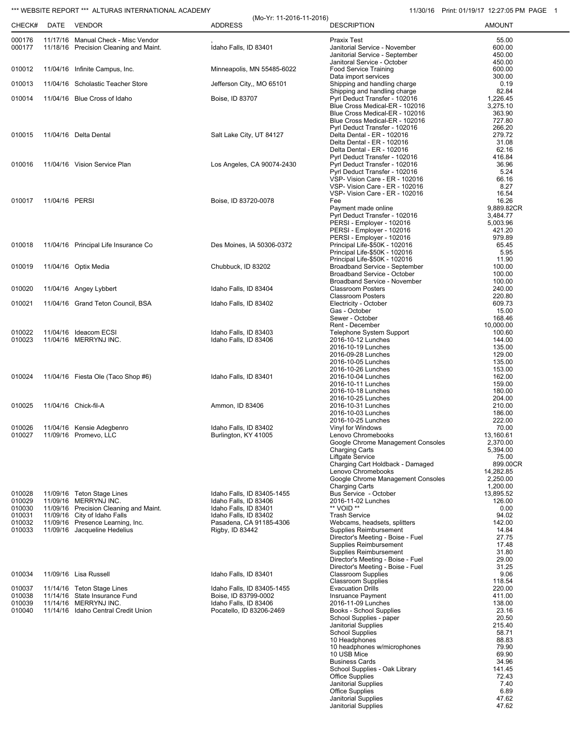*** WEBSITE REPORT *** ALTURAS INTERNATIONAL ACADEMY

11/30/16 Print: 01/19/17 12:27:05 PM

(Mo-Yr: 11-2016-11-2016)

| CHECK# | DATE | VENDOR | ADDRESS | DESCRIPTION | AMOUNT |
|---|---|---|---|---|---|
| 000176 | 11/17/16 | Manual Check - Misc Vendor | , | Praxix Test | 55.00 |
| 000177 | 11/18/16 | Precision Cleaning and Maint. | Idaho Falls, ID 83401 | Janitorial Service - November | 600.00 |
| | | | | Janitorial Service - September | 450.00 |
| | | | | Janitorial Service - October | 450.00 |
| 010012 | 11/04/16 | Infinite Campus, Inc. | Minneapolis, MN 55485-6022 | Food Service Training | 600.00 |
| | | | | Data import services | 300.00 |
| 010013 | 11/04/16 | Scholastic Teacher Store | Jefferson City,, MO 65101 | Shipping and handling charge | 0.19 |
| | | | | Shipping and handling charge | 82.84 |
| 010014 | 11/04/16 | Blue Cross of Idaho | Boise, ID 83707 | Pyrl Deduct Transfer - 102016 | 1,226.45 |
| | | | | Blue Cross Medical-ER - 102016 | 3,275.10 |
| | | | | Blue Cross Medical-ER - 102016 | 363.90 |
| | | | | Blue Cross Medical-ER - 102016 | 727.80 |
| | | | | Pyrl Deduct Transfer - 102016 | 266.20 |
| 010015 | 11/04/16 | Delta Dental | Salt Lake City, UT 84127 | Delta Dental - ER - 102016 | 279.72 |
| | | | | Delta Dental - ER - 102016 | 31.08 |
| | | | | Delta Dental - ER - 102016 | 62.16 |
| | | | | Pyrl Deduct Transfer - 102016 | 416.84 |
| 010016 | 11/04/16 | Vision Service Plan | Los Angeles, CA 90074-2430 | Pyrl Deduct Transfer - 102016 | 36.96 |
| | | | | Pyrl Deduct Transfer - 102016 | 5.24 |
| | | | | VSP- Vision Care - ER - 102016 | 66.16 |
| | | | | VSP- Vision Care - ER - 102016 | 8.27 |
| | | | | VSP- Vision Care - ER - 102016 | 16.54 |
| 010017 | 11/04/16 | PERSI | Boise, ID 83720-0078 | Fee | 16.26 |
| | | | | Payment made online | 9,889.82CR |
| | | | | Pyrl Deduct Transfer - 102016 | 3,484.77 |
| | | | | PERSI - Employer - 102016 | 5,003.96 |
| | | | | PERSI - Employer - 102016 | 421.20 |
| | | | | PERSI - Employer - 102016 | 979.89 |
| 010018 | 11/04/16 | Principal Life Insurance Co | Des Moines, IA 50306-0372 | Principal Life-$50K - 102016 | 65.45 |
| | | | | Principal Life-$50K - 102016 | 5.95 |
| | | | | Principal Life-$50K - 102016 | 11.90 |
| 010019 | 11/04/16 | Optix Media | Chubbuck, ID 83202 | Broadband Service - September | 100.00 |
| | | | | Broadband Service - October | 100.00 |
| | | | | Broadband Service - November | 100.00 |
| 010020 | 11/04/16 | Angey Lybbert | Idaho Falls, ID 83404 | Classroom Posters | 240.00 |
| | | | | Classroom Posters | 220.80 |
| 010021 | 11/04/16 | Grand Teton Council, BSA | Idaho Falls, ID 83402 | Electricity - October | 609.73 |
| | | | | Gas - October | 15.00 |
| | | | | Sewer - October | 168.46 |
| | | | | Rent - December | 10,000.00 |
| 010022 | 11/04/16 | Ideacom ECSI | Idaho Falls, ID 83403 | Telephone System Support | 100.60 |
| 010023 | 11/04/16 | MERRYNJ INC. | Idaho Falls, ID 83406 | 2016-10-12 Lunches | 144.00 |
| | | | | 2016-10-19 Lunches | 135.00 |
| | | | | 2016-09-28 Lunches | 129.00 |
| | | | | 2016-10-05 Lunches | 135.00 |
| | | | | 2016-10-26 Lunches | 153.00 |
| 010024 | 11/04/16 | Fiesta Ole (Taco Shop #6) | Idaho Falls, ID 83401 | 2016-10-04 Lunches | 162.00 |
| | | | | 2016-10-11 Lunches | 159.00 |
| | | | | 2016-10-18 Lunches | 180.00 |
| | | | | 2016-10-25 Lunches | 204.00 |
| 010025 | 11/04/16 | Chick-fil-A | Ammon, ID 83406 | 2016-10-31 Lunches | 210.00 |
| | | | | 2016-10-03 Lunches | 186.00 |
| | | | | 2016-10-25 Lunches | 222.00 |
| 010026 | 11/04/16 | Kensie Adegbenro | Idaho Falls, ID 83402 | Vinyl for Windows | 70.00 |
| 010027 | 11/09/16 | Promevo, LLC | Burlington, KY 41005 | Lenovo Chromebooks | 13,160.61 |
| | | | | Google Chrome Management Consoles | 2,370.00 |
| | | | | Charging Carts | 5,394.00 |
| | | | | Liftgate Service | 75.00 |
| | | | | Charging Cart Holdback - Damaged | 899.00CR |
| | | | | Lenovo Chromebooks | 14,282.85 |
| | | | | Google Chrome Management Consoles | 2,250.00 |
| | | | | Charging Carts | 1,200.00 |
| 010028 | 11/09/16 | Teton Stage Lines | Idaho Falls, ID 83405-1455 | Bus Service - October | 13,895.52 |
| 010029 | 11/09/16 | MERRYNJ INC. | Idaho Falls, ID 83406 | 2016-11-02 Lunches | 126.00 |
| 010030 | 11/09/16 | Precision Cleaning and Maint. | Idaho Falls, ID 83401 | ** VOID ** | 0.00 |
| 010031 | 11/09/16 | City of Idaho Falls | Idaho Falls, ID 83402 | Trash Service | 94.02 |
| 010032 | 11/09/16 | Presence Learning, Inc. | Pasadena, CA 91185-4306 | Webcams, headsets, splitters | 142.00 |
| 010033 | 11/09/16 | Jacqueline Hedelius | Rigby, ID 83442 | Supplies Reimbursement | 14.84 |
| | | | | Director's Meeting - Boise - Fuel | 27.75 |
| | | | | Supplies Reimbursement | 17.48 |
| | | | | Supplies Reimbursement | 31.80 |
| | | | | Director's Meeting - Boise - Fuel | 29.00 |
| | | | | Director's Meeting - Boise - Fuel | 31.25 |
| 010034 | 11/09/16 | Lisa Russell | Idaho Falls, ID 83401 | Classroom Supplies | 9.06 |
| | | | | Classroom Supplies | 118.54 |
| 010037 | 11/14/16 | Teton Stage Lines | Idaho Falls, ID 83405-1455 | Evacuation Drills | 220.00 |
| 010038 | 11/14/16 | State Insurance Fund | Boise, ID 83799-0002 | Insruance Payment | 411.00 |
| 010039 | 11/14/16 | MERRYNJ INC. | Idaho Falls, ID 83406 | 2016-11-09 Lunches | 138.00 |
| 010040 | 11/14/16 | Idaho Central Credit Union | Pocatello, ID 83206-2469 | Books - School Supplies | 23.16 |
| | | | | School Supplies - paper | 20.50 |
| | | | | Janitorial Supplies | 215.40 |
| | | | | School Supplies | 58.71 |
| | | | | 10 Headphones | 88.83 |
| | | | | 10 headphones w/microphones | 79.90 |
| | | | | 10 USB Mice | 69.90 |
| | | | | Business Cards | 34.96 |
| | | | | School Supplies - Oak Library | 141.45 |
| | | | | Office Supplies | 72.43 |
| | | | | Janitorial Supplies | 7.40 |
| | | | | Office Supplies | 6.89 |
| | | | | Janitorial Supplies | 47.62 |
| | | | | Janitorial Supplies | 47.62 |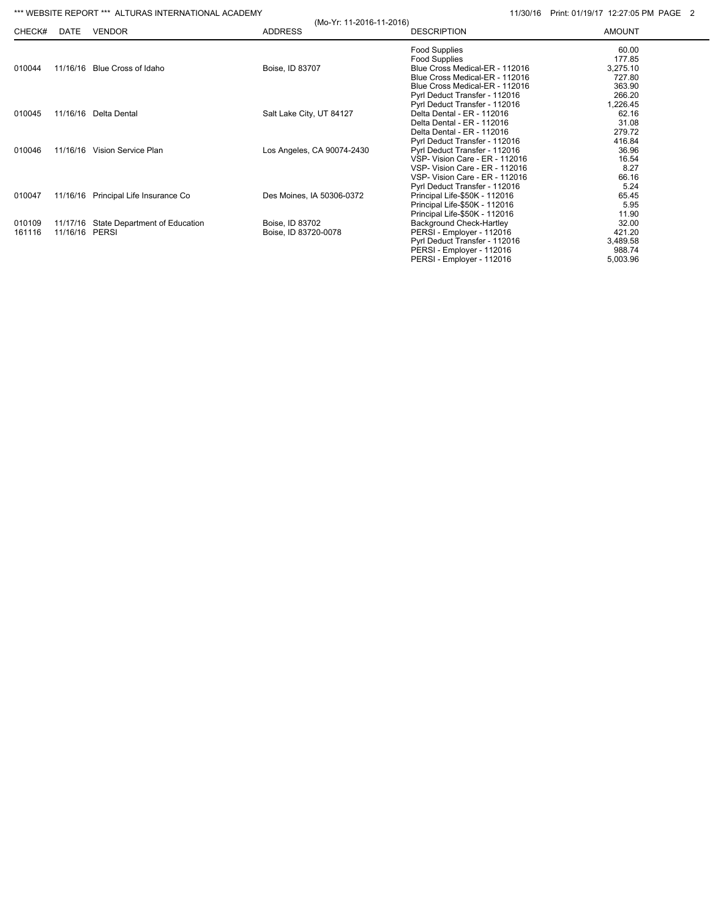| CHECK# | DATE | VENDOR | ADDRESS | DESCRIPTION | AMOUNT |
|---|---|---|---|---|---|
| | | | | Food Supplies | 60.00 |
| | | | | Food Supplies | 177.85 |
| 010044 | 11/16/16 | Blue Cross of Idaho | Boise, ID 83707 | Blue Cross Medical-ER - 112016 | 3,275.10 |
| | | | | Blue Cross Medical-ER - 112016 | 727.80 |
| | | | | Blue Cross Medical-ER - 112016 | 363.90 |
| | | | | Pyrl Deduct Transfer - 112016 | 266.20 |
| | | | | Pyrl Deduct Transfer - 112016 | 1,226.45 |
| 010045 | 11/16/16 | Delta Dental | Salt Lake City, UT 84127 | Delta Dental - ER - 112016 | 62.16 |
| | | | | Delta Dental - ER - 112016 | 31.08 |
| | | | | Delta Dental - ER - 112016 | 279.72 |
| | | | | Pyrl Deduct Transfer - 112016 | 416.84 |
| 010046 | 11/16/16 | Vision Service Plan | Los Angeles, CA 90074-2430 | Pyrl Deduct Transfer - 112016 | 36.96 |
| | | | | VSP- Vision Care - ER - 112016 | 16.54 |
| | | | | VSP- Vision Care - ER - 112016 | 8.27 |
| | | | | VSP- Vision Care - ER - 112016 | 66.16 |
| | | | | Pyrl Deduct Transfer - 112016 | 5.24 |
| 010047 | 11/16/16 | Principal Life Insurance Co | Des Moines, IA 50306-0372 | Principal Life-$50K - 112016 | 65.45 |
| | | | | Principal Life-$50K - 112016 | 5.95 |
| | | | | Principal Life-$50K - 112016 | 11.90 |
| 010109 | 11/17/16 | State Department of Education | Boise, ID 83702 | Background Check-Hartley | 32.00 |
| 161116 | 11/16/16 | PERSI | Boise, ID 83720-0078 | PERSI - Employer - 112016 | 421.20 |
| | | | | Pyrl Deduct Transfer - 112016 | 3,489.58 |
| | | | | PERSI - Employer - 112016 | 988.74 |
| | | | | PERSI - Employer - 112016 | 5,003.96 |